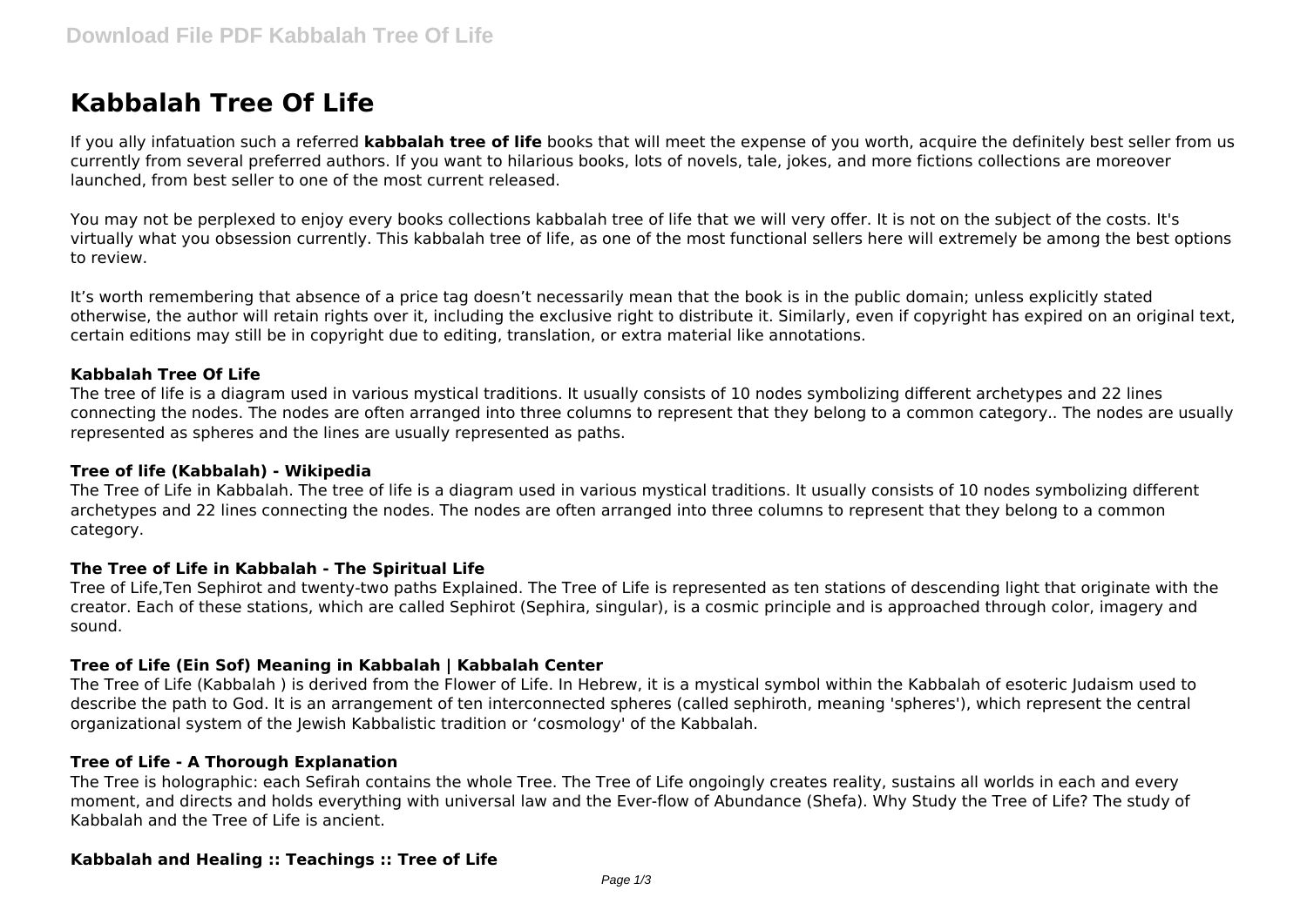# Kabbalah Tree Of Life

If you ally infatuation such a referred **kabbalah tree of life** books that will meet the expense of you worth, acquire the definitely best seller from us currently from several preferred authors. If you want to hilarious books, lots of novels, tale, jokes, and more fictions collections are moreover launched, from best seller to one of the most current released.

You may not be perplexed to enjoy every books collections kabbalah tree of life that we will very offer. It is not on the subject of the costs. It's virtually what you obsession currently. This kabbalah tree of life, as one of the most functional sellers here will extremely be among the best options to review.

It's worth remembering that absence of a price tag doesn't necessarily mean that the book is in the public domain; unless explicitly stated otherwise, the author will retain rights over it, including the exclusive right to distribute it. Similarly, even if copyright has expired on an original text, certain editions may still be in copyright due to editing, translation, or extra material like annotations.

### Kabbalah Tree Of Life

The tree of life is a diagram used in various mystical traditions. It usually consists of 10 nodes symbolizing different archetypes and 22 lines connecting the nodes. The nodes are often arranged into three columns to represent that they belong to a common category.. The nodes are usually represented as spheres and the lines are usually represented as paths.

### Tree of life (Kabbalah) - Wikipedia

The Tree of Life in Kabbalah. The tree of life is a diagram used in various mystical traditions. It usually consists of 10 nodes symbolizing different archetypes and 22 lines connecting the nodes. The nodes are often arranged into three columns to represent that they belong to a common category.

### The Tree of Life in Kabbalah - The Spiritual Life

Tree of Life,Ten Sephirot and twenty-two paths Explained. The Tree of Life is represented as ten stations of descending light that originate with the creator. Each of these stations, which are called Sephirot (Sephira, singular), is a cosmic principle and is approached through color, imagery and sound.

### Tree of Life (Ein Sof) Meaning in Kabbalah | Kabbalah Center

The Tree of Life (Kabbalah ) is derived from the Flower of Life. In Hebrew, it is a mystical symbol within the Kabbalah of esoteric Judaism used to describe the path to God. It is an arrangement of ten interconnected spheres (called sephiroth, meaning 'spheres'), which represent the central organizational system of the Jewish Kabbalistic tradition or 'cosmology' of the Kabbalah.

### Tree of Life - A Thorough Explanation

The Tree is holographic: each Sefirah contains the whole Tree. The Tree of Life ongoingly creates reality, sustains all worlds in each and every moment, and directs and holds everything with universal law and the Ever-flow of Abundance (Shefa). Why Study the Tree of Life? The study of Kabbalah and the Tree of Life is ancient.

### Kabbalah and Healing :: Teachings :: Tree of Life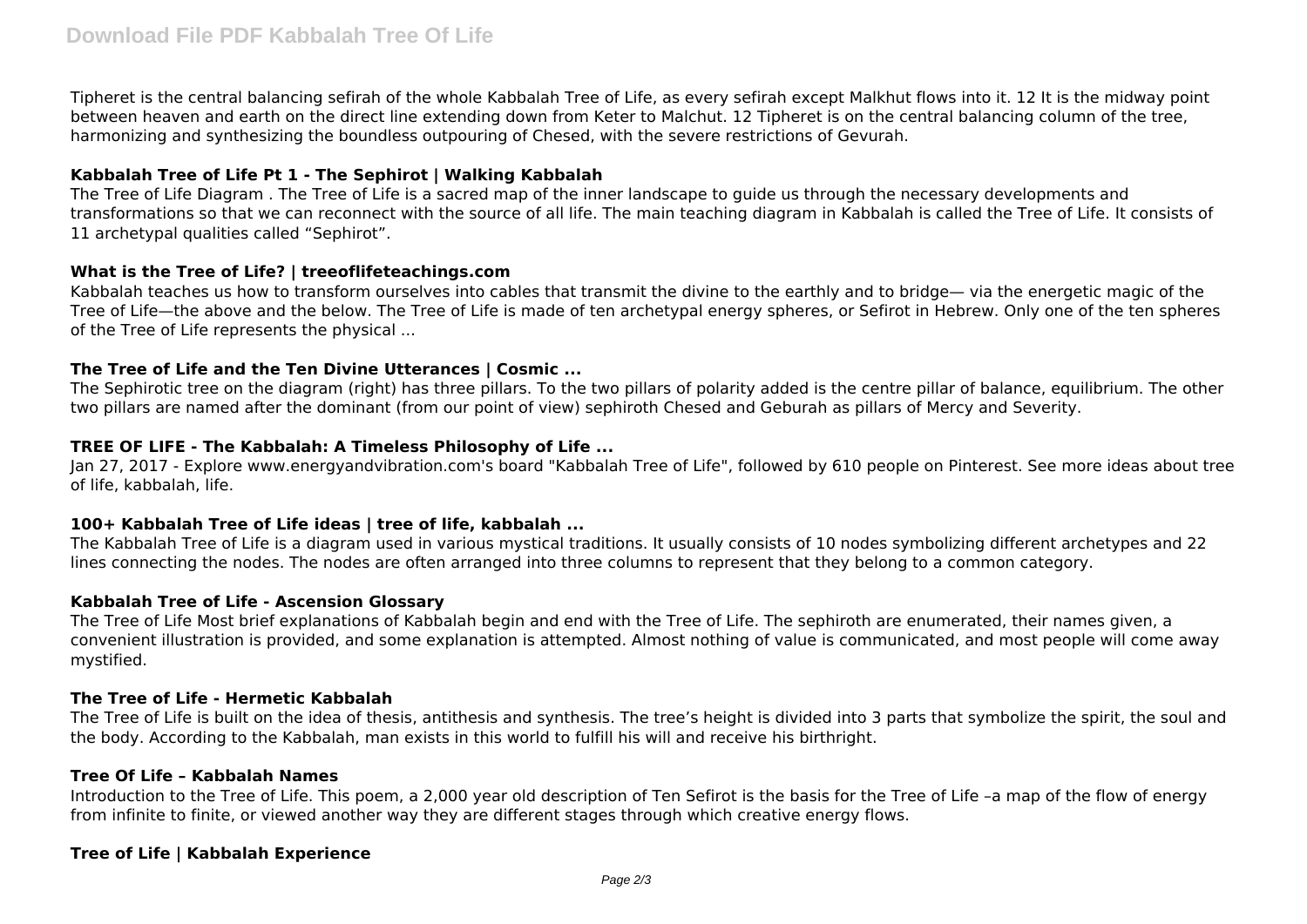Tipheret is the central balancing sefirah of the whole Kabbalah Tree of Life, as every sefirah except Malkhut flows into it. 12 It is the midway point between heaven and earth on the direct line extending down from Keter to Malchut. 12 Tipheret is on the central balancing column of the tree, harmonizing and synthesizing the boundless outpouring of Chesed, with the severe restrictions of Gevurah.

### Kabbalah Tree of Life Pt 1 - The Sephirot | Walking Kabbalah

The Tree of Life Diagram . The Tree of Life is a sacred map of the inner landscape to guide us through the necessary developments and transformations so that we can reconnect with the source of all life. The main teaching diagram in Kabbalah is called the Tree of Life. It consists of 11 archetypal qualities called "Sephirot".

### What is the Tree of Life? | treeoflifeteachings.com

Kabbalah teaches us how to transform ourselves into cables that transmit the divine to the earthly and to bridge— via the energetic magic of the Tree of Life—the above and the below. The Tree of Life is made of ten archetypal energy spheres, or Sefirot in Hebrew. Only one of the ten spheres of the Tree of Life represents the physical ...

### The Tree of Life and the Ten Divine Utterances | Cosmic ...

The Sephirotic tree on the diagram (right) has three pillars. To the two pillars of polarity added is the centre pillar of balance, equilibrium. The other two pillars are named after the dominant (from our point of view) sephiroth Chesed and Geburah as pillars of Mercy and Severity.

### TREE OF LIFE - The Kabbalah: A Timeless Philosophy of Life ...

Jan 27, 2017 - Explore www.energyandvibration.com's board "Kabbalah Tree of Life", followed by 610 people on Pinterest. See more ideas about tree of life, kabbalah, life.

### 100+ Kabbalah Tree of Life ideas | tree of life, kabbalah ...

The Kabbalah Tree of Life is a diagram used in various mystical traditions. It usually consists of 10 nodes symbolizing different archetypes and 22 lines connecting the nodes. The nodes are often arranged into three columns to represent that they belong to a common category.

### Kabbalah Tree of Life - Ascension Glossary

The Tree of Life Most brief explanations of Kabbalah begin and end with the Tree of Life. The sephiroth are enumerated, their names given, a convenient illustration is provided, and some explanation is attempted. Almost nothing of value is communicated, and most people will come away mystified.

### The Tree of Life - Hermetic Kabbalah

The Tree of Life is built on the idea of thesis, antithesis and synthesis. The tree's height is divided into 3 parts that symbolize the spirit, the soul and the body. According to the Kabbalah, man exists in this world to fulfill his will and receive his birthright.

### Tree Of Life – Kabbalah Names

Introduction to the Tree of Life. This poem, a 2,000 year old description of Ten Sefirot is the basis for the Tree of Life –a map of the flow of energy from infinite to finite, or viewed another way they are different stages through which creative energy flows.

### Tree of Life | Kabbalah Experience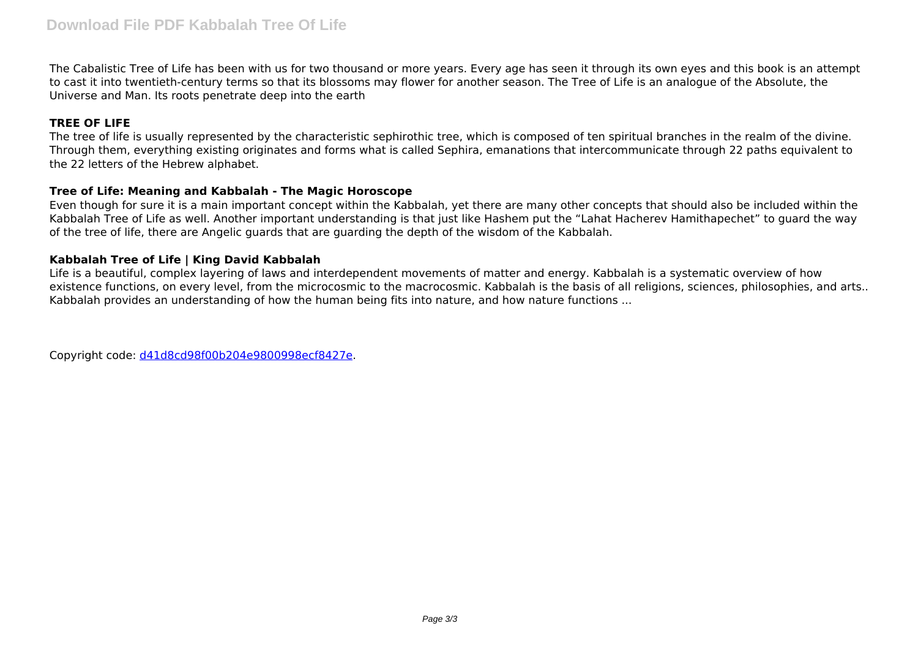The Cabalistic Tree of Life has been with us for two thousand or more years. Every age has seen it through its own eyes and this book is an attempt to cast it into twentieth-century terms so that its blossoms may flower for another season. The Tree of Life is an analogue of the Absolute, the Universe and Man. Its roots penetrate deep into the earth

**TREE OF LIFE**

The tree of life is usually represented by the characteristic sephirothic tree, which is composed of ten spiritual branches in the realm of the divine. Through them, everything existing originates and forms what is called Sephira, emanations that intercommunicate through 22 paths equivalent to the 22 letters of the Hebrew alphabet.

**Tree of Life: Meaning and Kabbalah - The Magic Horoscope**

Even though for sure it is a main important concept within the Kabbalah, yet there are many other concepts that should also be included within the Kabbalah Tree of Life as well. Another important understanding is that just like Hashem put the “Lahat Hacherev Hamithapechet” to guard the way of the tree of life, there are Angelic guards that are guarding the depth of the wisdom of the Kabbalah.

**Kabbalah Tree of Life | King David Kabbalah**

Life is a beautiful, complex layering of laws and interdependent movements of matter and energy. Kabbalah is a systematic overview of how existence functions, on every level, from the microcosmic to the macrocosmic. Kabbalah is the basis of all religions, sciences, philosophies, and arts.. Kabbalah provides an understanding of how the human being fits into nature, and how nature functions ...

Copyright code: d41d8cd98f00b204e9800998ecf8427e.